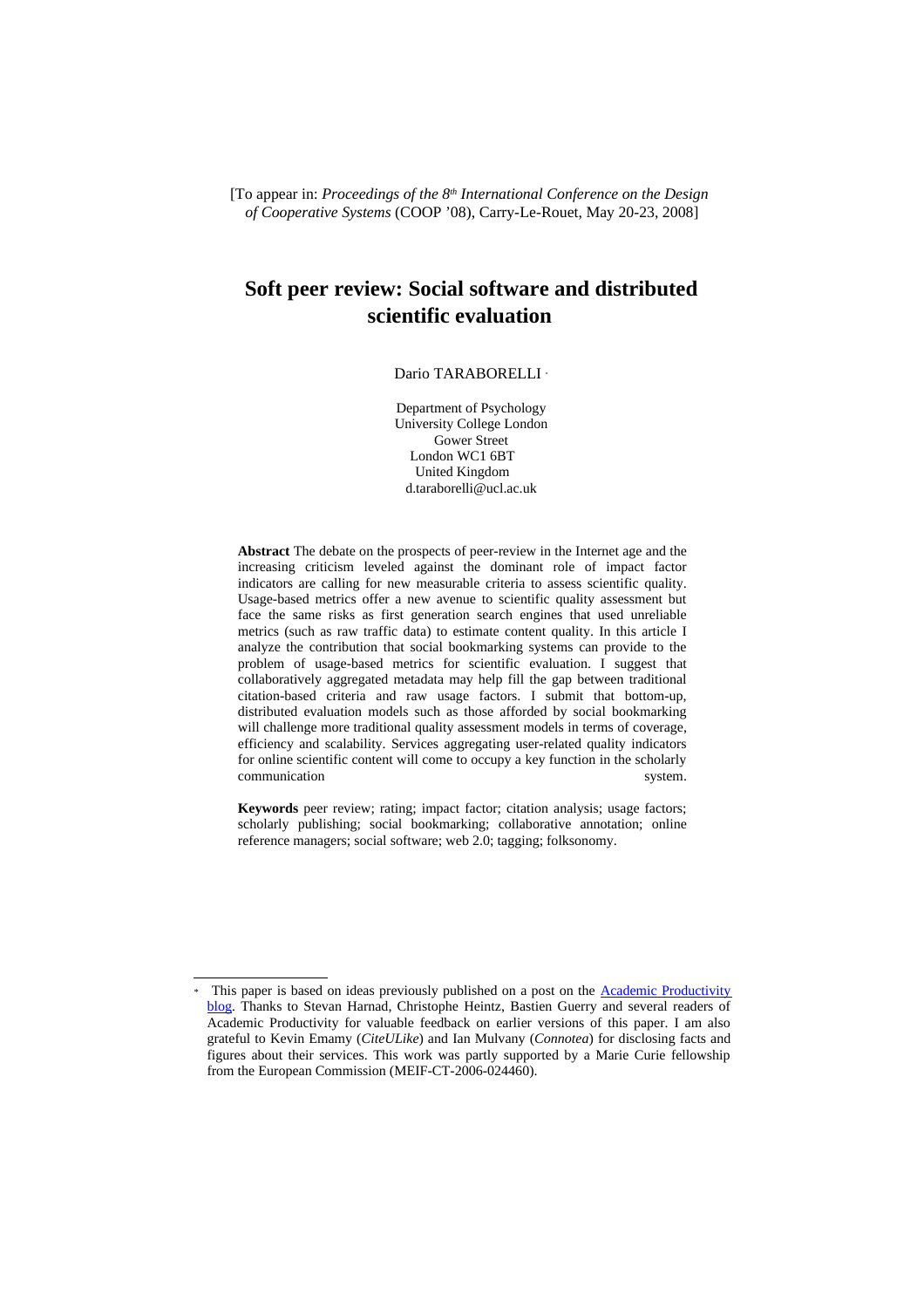[To appear in: *Proceedings of the 8th International Conference on the Design of Cooperative Systems* (COOP '08), Carry-Le-Rouet, May 20-23, 2008]

# Soft peer review: Social software and distributed scientific evaluation

Dario TARABORELLI [*]

Department of Psychology
University College London
Gower Street
London WC1 6BT
United Kingdom
d.taraborelli@ucl.ac.uk

**Abstract** The debate on the prospects of peer-review in the Internet age and the increasing criticism leveled against the dominant role of impact factor indicators are calling for new measurable criteria to assess scientific quality. Usage-based metrics offer a new avenue to scientific quality assessment but face the same risks as first generation search engines that used unreliable metrics (such as raw traffic data) to estimate content quality. In this article I analyze the contribution that social bookmarking systems can provide to the problem of usage-based metrics for scientific evaluation. I suggest that collaboratively aggregated metadata may help fill the gap between traditional citation-based criteria and raw usage factors. I submit that bottom-up, distributed evaluation models such as those afforded by social bookmarking will challenge more traditional quality assessment models in terms of coverage, efficiency and scalability. Services aggregating user-related quality indicators for online scientific content will come to occupy a key function in the scholarly communication system.

**Keywords** peer review; rating; impact factor; citation analysis; usage factors; scholarly publishing; social bookmarking; collaborative annotation; online reference managers; social software; web 2.0; tagging; folksonomy.

---

[*] This paper is based on ideas previously published on a post on the Academic Productivity blog. Thanks to Stevan Harnad, Christophe Heintz, Bastien Guerry and several readers of Academic Productivity for valuable feedback on earlier versions of this paper. I am also grateful to Kevin Emamy (*CiteULike*) and Ian Mulvany (*Connotea*) for disclosing facts and figures about their services. This work was partly supported by a Marie Curie fellowship from the European Commission (MEIF-CT-2006-024460).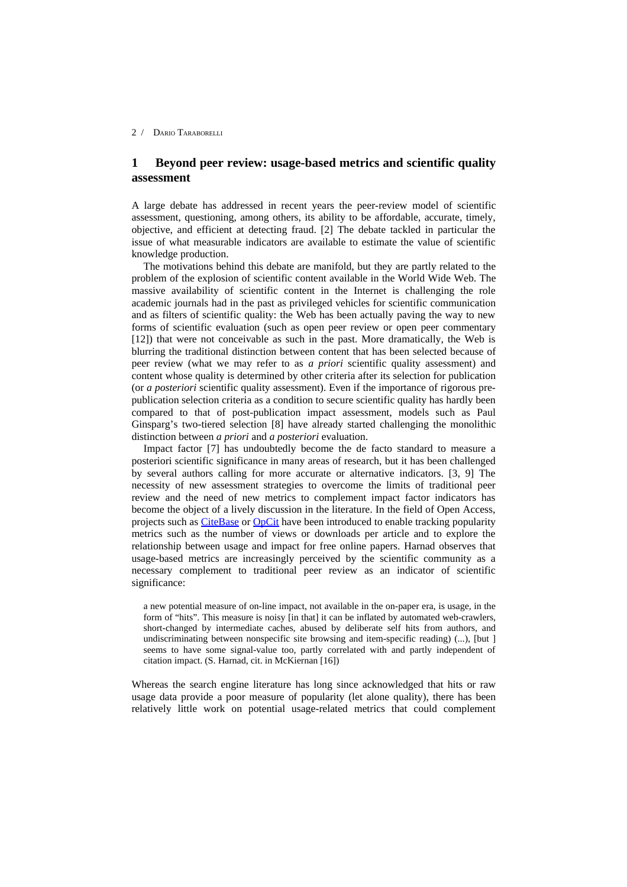## 1 Beyond peer review: usage-based metrics and scientific quality assessment

A large debate has addressed in recent years the peer-review model of scientific assessment, questioning, among others, its ability to be affordable, accurate, timely, objective, and efficient at detecting fraud. [2] The debate tackled in particular the issue of what measurable indicators are available to estimate the value of scientific knowledge production.

The motivations behind this debate are manifold, but they are partly related to the problem of the explosion of scientific content available in the World Wide Web. The massive availability of scientific content in the Internet is challenging the role academic journals had in the past as privileged vehicles for scientific communication and as filters of scientific quality: the Web has been actually paving the way to new forms of scientific evaluation (such as open peer review or open peer commentary [12]) that were not conceivable as such in the past. More dramatically, the Web is blurring the traditional distinction between content that has been selected because of peer review (what we may refer to as *a priori* scientific quality assessment) and content whose quality is determined by other criteria after its selection for publication (or *a posteriori* scientific quality assessment). Even if the importance of rigorous pre-publication selection criteria as a condition to secure scientific quality has hardly been compared to that of post-publication impact assessment, models such as Paul Ginsparg's two-tiered selection [8] have already started challenging the monolithic distinction between *a priori* and *a posteriori* evaluation.

Impact factor [7] has undoubtedly become the de facto standard to measure a posteriori scientific significance in many areas of research, but it has been challenged by several authors calling for more accurate or alternative indicators. [3, 9] The necessity of new assessment strategies to overcome the limits of traditional peer review and the need of new metrics to complement impact factor indicators has become the object of a lively discussion in the literature. In the field of Open Access, projects such as CiteBase or OpCit have been introduced to enable tracking popularity metrics such as the number of views or downloads per article and to explore the relationship between usage and impact for free online papers. Harnad observes that usage-based metrics are increasingly perceived by the scientific community as a necessary complement to traditional peer review as an indicator of scientific significance:

> a new potential measure of on-line impact, not available in the on-paper era, is usage, in the form of "hits". This measure is noisy [in that] it can be inflated by automated web-crawlers, short-changed by intermediate caches, abused by deliberate self hits from authors, and undiscriminating between nonspecific site browsing and item-specific reading) (...), [but ] seems to have some signal-value too, partly correlated with and partly independent of citation impact. (S. Harnad, cit. in McKiernan [16])

Whereas the search engine literature has long since acknowledged that hits or raw usage data provide a poor measure of popularity (let alone quality), there has been relatively little work on potential usage-related metrics that could complement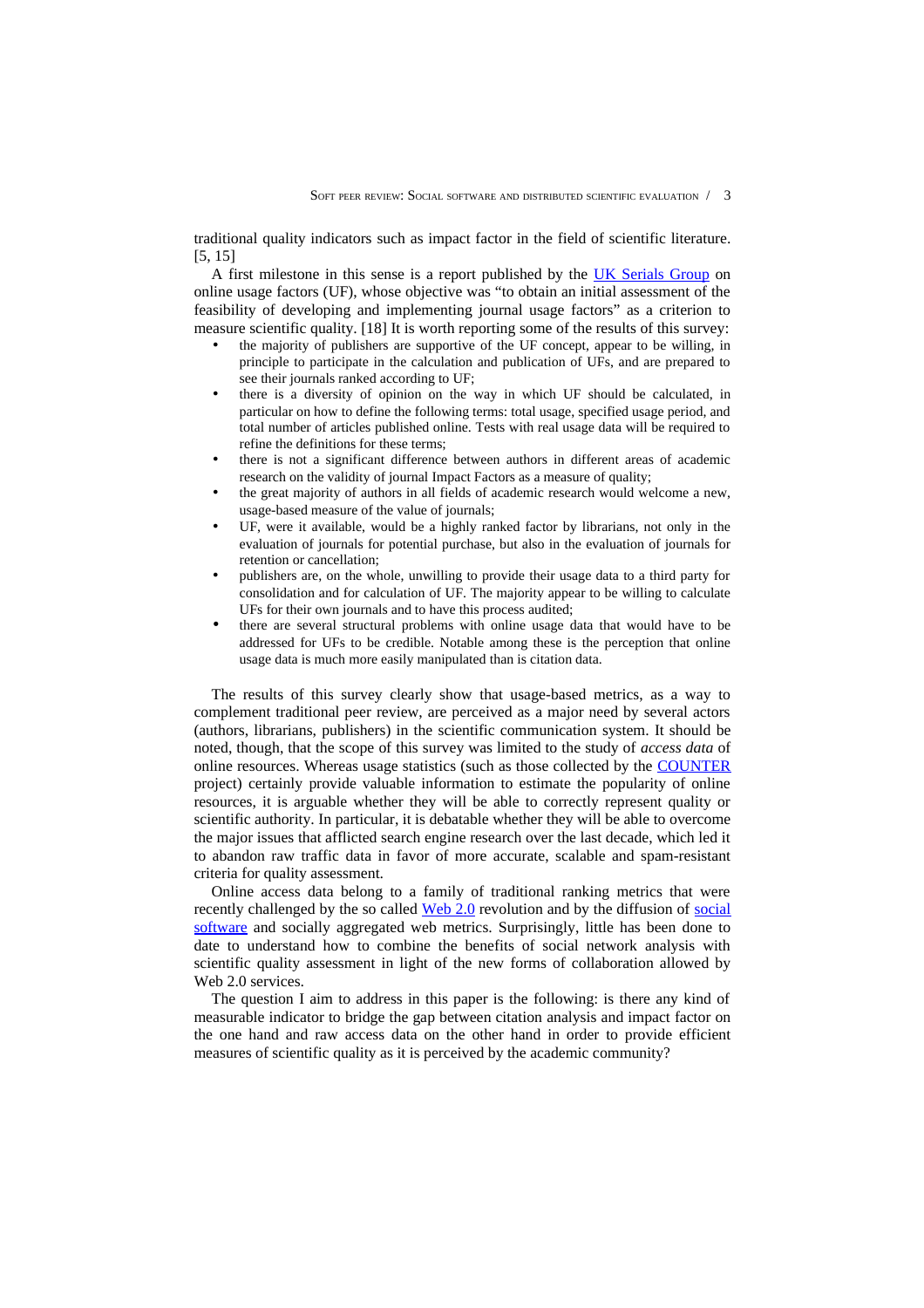traditional quality indicators such as impact factor in the field of scientific literature. [5, 15]

A first milestone in this sense is a report published by the UK Serials Group on online usage factors (UF), whose objective was "to obtain an initial assessment of the feasibility of developing and implementing journal usage factors" as a criterion to measure scientific quality. [18] It is worth reporting some of the results of this survey:

- the majority of publishers are supportive of the UF concept, appear to be willing, in principle to participate in the calculation and publication of UFs, and are prepared to see their journals ranked according to UF;
- there is a diversity of opinion on the way in which UF should be calculated, in particular on how to define the following terms: total usage, specified usage period, and total number of articles published online. Tests with real usage data will be required to refine the definitions for these terms;
- there is not a significant difference between authors in different areas of academic research on the validity of journal Impact Factors as a measure of quality;
- the great majority of authors in all fields of academic research would welcome a new, usage-based measure of the value of journals;
- UF, were it available, would be a highly ranked factor by librarians, not only in the evaluation of journals for potential purchase, but also in the evaluation of journals for retention or cancellation;
- publishers are, on the whole, unwilling to provide their usage data to a third party for consolidation and for calculation of UF. The majority appear to be willing to calculate UFs for their own journals and to have this process audited;
- there are several structural problems with online usage data that would have to be addressed for UFs to be credible. Notable among these is the perception that online usage data is much more easily manipulated than is citation data.

The results of this survey clearly show that usage-based metrics, as a way to complement traditional peer review, are perceived as a major need by several actors (authors, librarians, publishers) in the scientific communication system. It should be noted, though, that the scope of this survey was limited to the study of *access data* of online resources. Whereas usage statistics (such as those collected by the COUNTER project) certainly provide valuable information to estimate the popularity of online resources, it is arguable whether they will be able to correctly represent quality or scientific authority. In particular, it is debatable whether they will be able to overcome the major issues that afflicted search engine research over the last decade, which led it to abandon raw traffic data in favor of more accurate, scalable and spam-resistant criteria for quality assessment.

Online access data belong to a family of traditional ranking metrics that were recently challenged by the so called Web 2.0 revolution and by the diffusion of social software and socially aggregated web metrics. Surprisingly, little has been done to date to understand how to combine the benefits of social network analysis with scientific quality assessment in light of the new forms of collaboration allowed by Web 2.0 services.

The question I aim to address in this paper is the following: is there any kind of measurable indicator to bridge the gap between citation analysis and impact factor on the one hand and raw access data on the other hand in order to provide efficient measures of scientific quality as it is perceived by the academic community?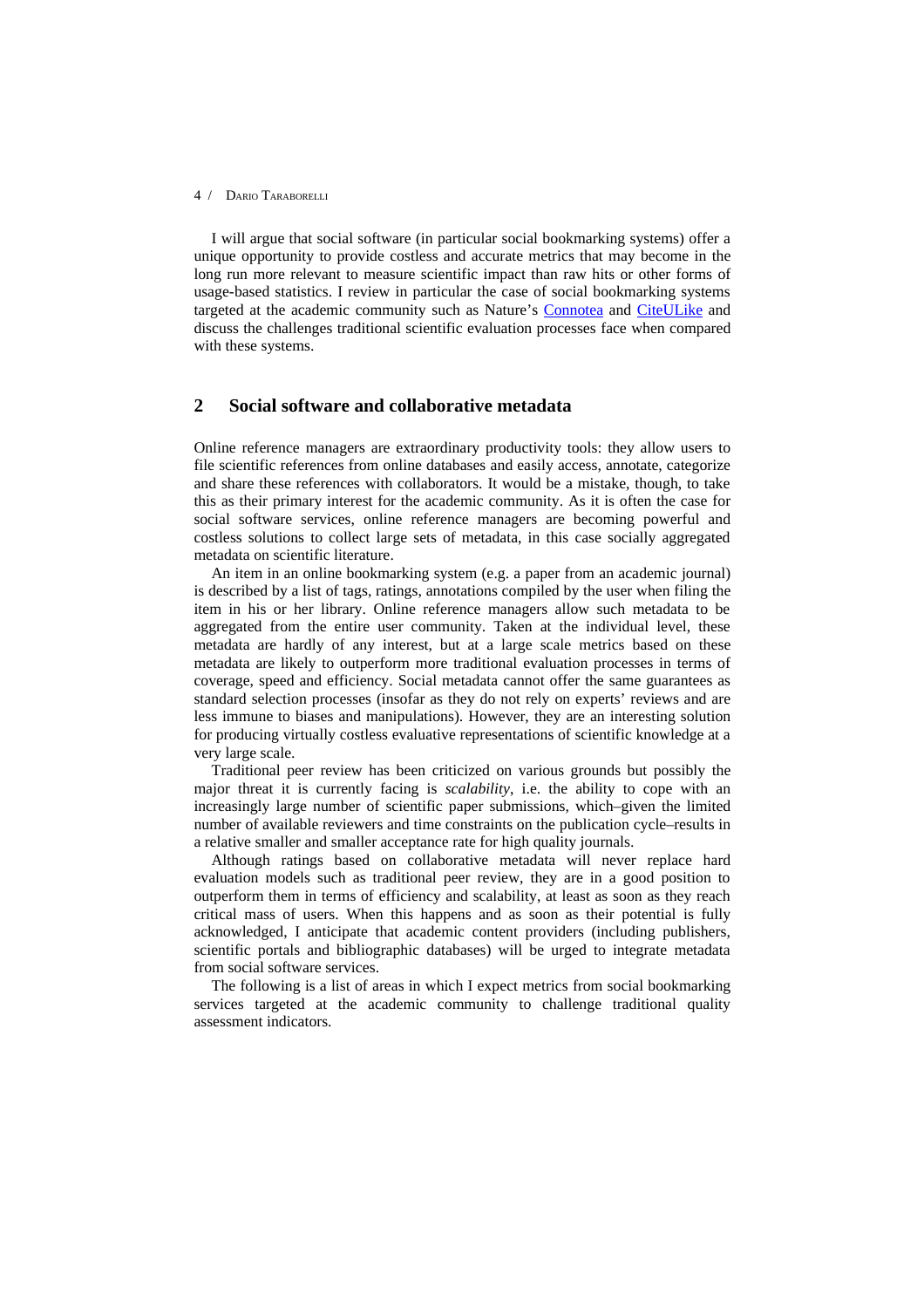I will argue that social software (in particular social bookmarking systems) offer a unique opportunity to provide costless and accurate metrics that may become in the long run more relevant to measure scientific impact than raw hits or other forms of usage-based statistics. I review in particular the case of social bookmarking systems targeted at the academic community such as Nature's Connotea and CiteULike and discuss the challenges traditional scientific evaluation processes face when compared with these systems.

## 2 Social software and collaborative metadata

Online reference managers are extraordinary productivity tools: they allow users to file scientific references from online databases and easily access, annotate, categorize and share these references with collaborators. It would be a mistake, though, to take this as their primary interest for the academic community. As it is often the case for social software services, online reference managers are becoming powerful and costless solutions to collect large sets of metadata, in this case socially aggregated metadata on scientific literature.

An item in an online bookmarking system (e.g. a paper from an academic journal) is described by a list of tags, ratings, annotations compiled by the user when filing the item in his or her library. Online reference managers allow such metadata to be aggregated from the entire user community. Taken at the individual level, these metadata are hardly of any interest, but at a large scale metrics based on these metadata are likely to outperform more traditional evaluation processes in terms of coverage, speed and efficiency. Social metadata cannot offer the same guarantees as standard selection processes (insofar as they do not rely on experts' reviews and are less immune to biases and manipulations). However, they are an interesting solution for producing virtually costless evaluative representations of scientific knowledge at a very large scale.

Traditional peer review has been criticized on various grounds but possibly the major threat it is currently facing is *scalability*, i.e. the ability to cope with an increasingly large number of scientific paper submissions, which–given the limited number of available reviewers and time constraints on the publication cycle–results in a relative smaller and smaller acceptance rate for high quality journals.

Although ratings based on collaborative metadata will never replace hard evaluation models such as traditional peer review, they are in a good position to outperform them in terms of efficiency and scalability, at least as soon as they reach critical mass of users. When this happens and as soon as their potential is fully acknowledged, I anticipate that academic content providers (including publishers, scientific portals and bibliographic databases) will be urged to integrate metadata from social software services.

The following is a list of areas in which I expect metrics from social bookmarking services targeted at the academic community to challenge traditional quality assessment indicators.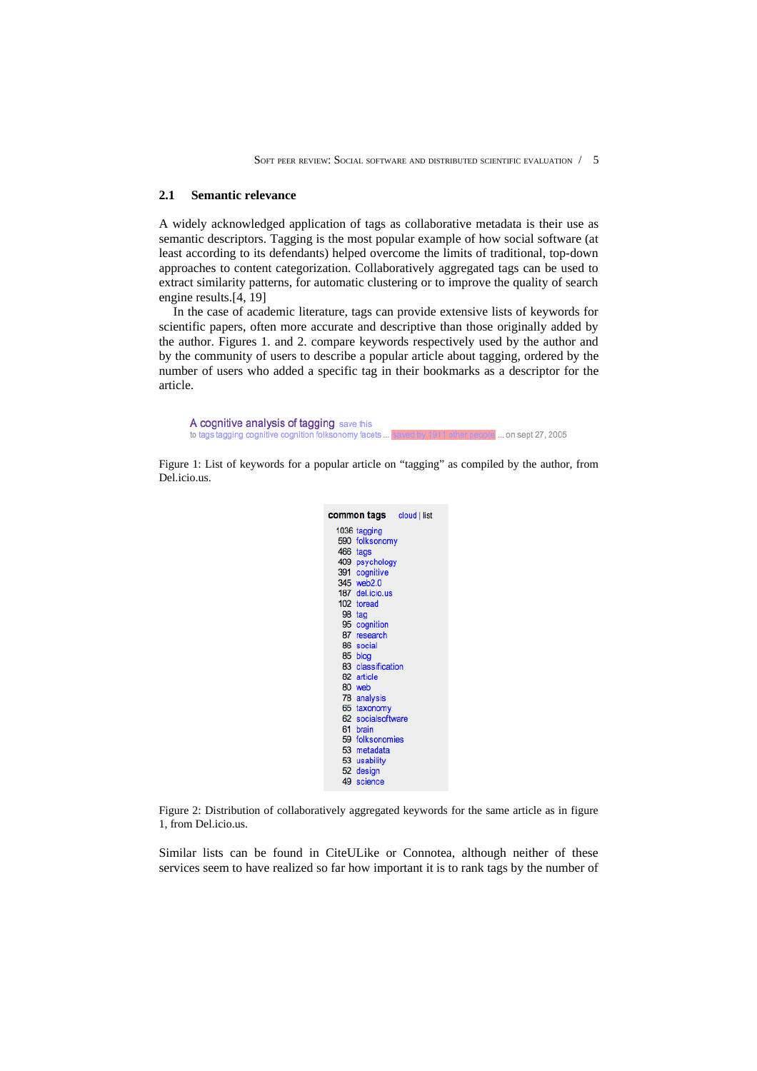## 2.1 Semantic relevance

A widely acknowledged application of tags as collaborative metadata is their use as semantic descriptors. Tagging is the most popular example of how social software (at least according to its defendants) helped overcome the limits of traditional, top-down approaches to content categorization. Collaboratively aggregated tags can be used to extract similarity patterns, for automatic clustering or to improve the quality of search engine results.[4, 19]

In the case of academic literature, tags can provide extensive lists of keywords for scientific papers, often more accurate and descriptive than those originally added by the author. Figures 1. and 2. compare keywords respectively used by the author and by the community of users to describe a popular article about tagging, ordered by the number of users who added a specific tag in their bookmarks as a descriptor for the article.

A cognitive analysis of tagging save this
to tags tagging cognitive cognition folksonomy facets ... saved by 1911 other people ... on sept 27, 2005

Figure 1: List of keywords for a popular article on "tagging" as compiled by the author, from Del.icio.us.

**common tags** cloud | list

| Count | Tag |
|---|---|
| 1036 | tagging |
| 590 | folksonomy |
| 466 | tags |
| 409 | psychology |
| 391 | cognitive |
| 345 | web2.0 |
| 187 | del.icio.us |
| 102 | toread |
| 98 | tag |
| 95 | cognition |
| 87 | research |
| 86 | social |
| 85 | blog |
| 83 | classification |
| 82 | article |
| 80 | web |
| 78 | analysis |
| 65 | taxonomy |
| 62 | socialsoftware |
| 61 | brain |
| 59 | folksonomies |
| 53 | metadata |
| 53 | usability |
| 52 | design |
| 49 | science |

Figure 2: Distribution of collaboratively aggregated keywords for the same article as in figure 1, from Del.icio.us.

Similar lists can be found in CiteULike or Connotea, although neither of these services seem to have realized so far how important it is to rank tags by the number of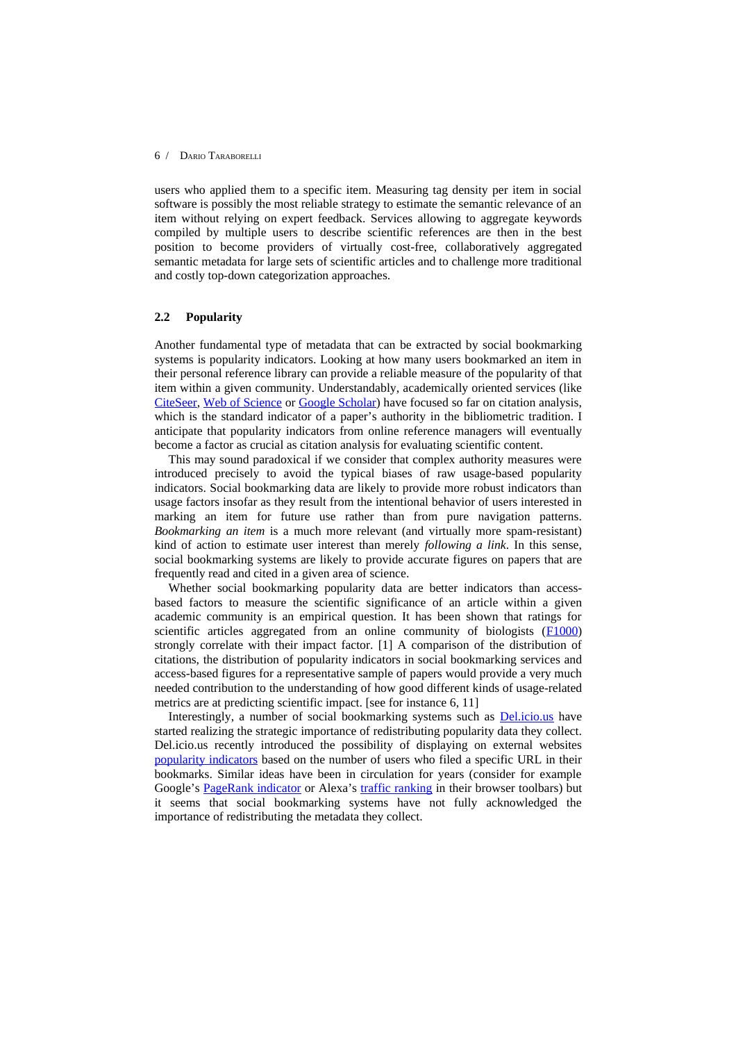users who applied them to a specific item. Measuring tag density per item in social software is possibly the most reliable strategy to estimate the semantic relevance of an item without relying on expert feedback. Services allowing to aggregate keywords compiled by multiple users to describe scientific references are then in the best position to become providers of virtually cost-free, collaboratively aggregated semantic metadata for large sets of scientific articles and to challenge more traditional and costly top-down categorization approaches.

## 2.2 Popularity

Another fundamental type of metadata that can be extracted by social bookmarking systems is popularity indicators. Looking at how many users bookmarked an item in their personal reference library can provide a reliable measure of the popularity of that item within a given community. Understandably, academically oriented services (like CiteSeer, Web of Science or Google Scholar) have focused so far on citation analysis, which is the standard indicator of a paper's authority in the bibliometric tradition. I anticipate that popularity indicators from online reference managers will eventually become a factor as crucial as citation analysis for evaluating scientific content.

This may sound paradoxical if we consider that complex authority measures were introduced precisely to avoid the typical biases of raw usage-based popularity indicators. Social bookmarking data are likely to provide more robust indicators than usage factors insofar as they result from the intentional behavior of users interested in marking an item for future use rather than from pure navigation patterns. *Bookmarking an item* is a much more relevant (and virtually more spam-resistant) kind of action to estimate user interest than merely *following a link*. In this sense, social bookmarking systems are likely to provide accurate figures on papers that are frequently read and cited in a given area of science.

Whether social bookmarking popularity data are better indicators than access-based factors to measure the scientific significance of an article within a given academic community is an empirical question. It has been shown that ratings for scientific articles aggregated from an online community of biologists (F1000) strongly correlate with their impact factor. [1] A comparison of the distribution of citations, the distribution of popularity indicators in social bookmarking services and access-based figures for a representative sample of papers would provide a very much needed contribution to the understanding of how good different kinds of usage-related metrics are at predicting scientific impact. [see for instance 6, 11]

Interestingly, a number of social bookmarking systems such as Del.icio.us have started realizing the strategic importance of redistributing popularity data they collect. Del.icio.us recently introduced the possibility of displaying on external websites popularity indicators based on the number of users who filed a specific URL in their bookmarks. Similar ideas have been in circulation for years (consider for example Google's PageRank indicator or Alexa's traffic ranking in their browser toolbars) but it seems that social bookmarking systems have not fully acknowledged the importance of redistributing the metadata they collect.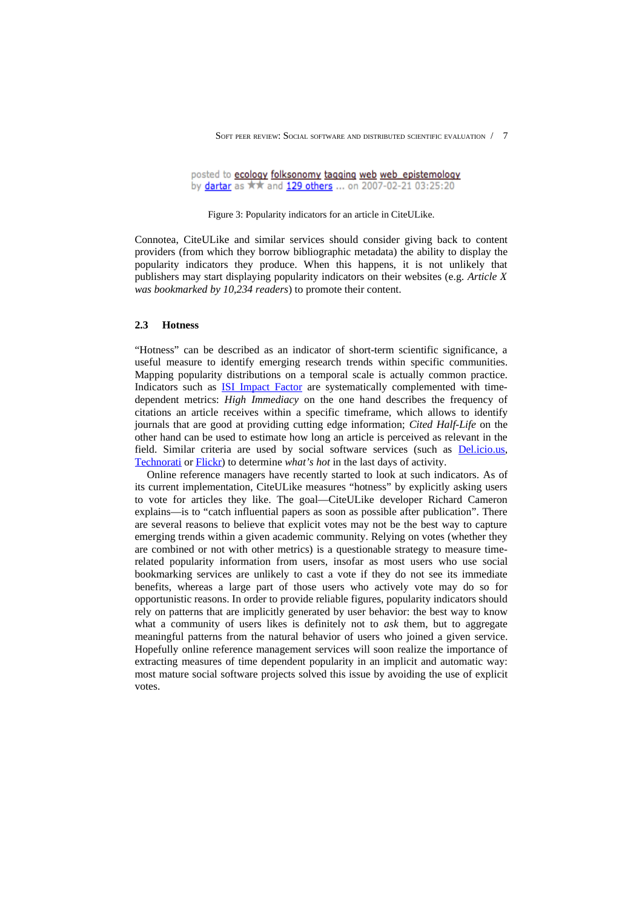posted to ecology folksonomy tagging web web_epistemology
by dartar as ★★ and 129 others ... on 2007-02-21 03:25:20

Figure 3: Popularity indicators for an article in CiteULike.

Connotea, CiteULike and similar services should consider giving back to content providers (from which they borrow bibliographic metadata) the ability to display the popularity indicators they produce. When this happens, it is not unlikely that publishers may start displaying popularity indicators on their websites (e.g. *Article X was bookmarked by 10,234 readers*) to promote their content.

### 2.3 Hotness

"Hotness" can be described as an indicator of short-term scientific significance, a useful measure to identify emerging research trends within specific communities. Mapping popularity distributions on a temporal scale is actually common practice. Indicators such as ISI Impact Factor are systematically complemented with time-dependent metrics: *High Immediacy* on the one hand describes the frequency of citations an article receives within a specific timeframe, which allows to identify journals that are good at providing cutting edge information; *Cited Half-Life* on the other hand can be used to estimate how long an article is perceived as relevant in the field. Similar criteria are used by social software services (such as Del.icio.us, Technorati or Flickr) to determine *what's hot* in the last days of activity.

Online reference managers have recently started to look at such indicators. As of its current implementation, CiteULike measures "hotness" by explicitly asking users to vote for articles they like. The goal—CiteULike developer Richard Cameron explains—is to "catch influential papers as soon as possible after publication". There are several reasons to believe that explicit votes may not be the best way to capture emerging trends within a given academic community. Relying on votes (whether they are combined or not with other metrics) is a questionable strategy to measure time-related popularity information from users, insofar as most users who use social bookmarking services are unlikely to cast a vote if they do not see its immediate benefits, whereas a large part of those users who actively vote may do so for opportunistic reasons. In order to provide reliable figures, popularity indicators should rely on patterns that are implicitly generated by user behavior: the best way to know what a community of users likes is definitely not to *ask* them, but to aggregate meaningful patterns from the natural behavior of users who joined a given service. Hopefully online reference management services will soon realize the importance of extracting measures of time dependent popularity in an implicit and automatic way: most mature social software projects solved this issue by avoiding the use of explicit votes.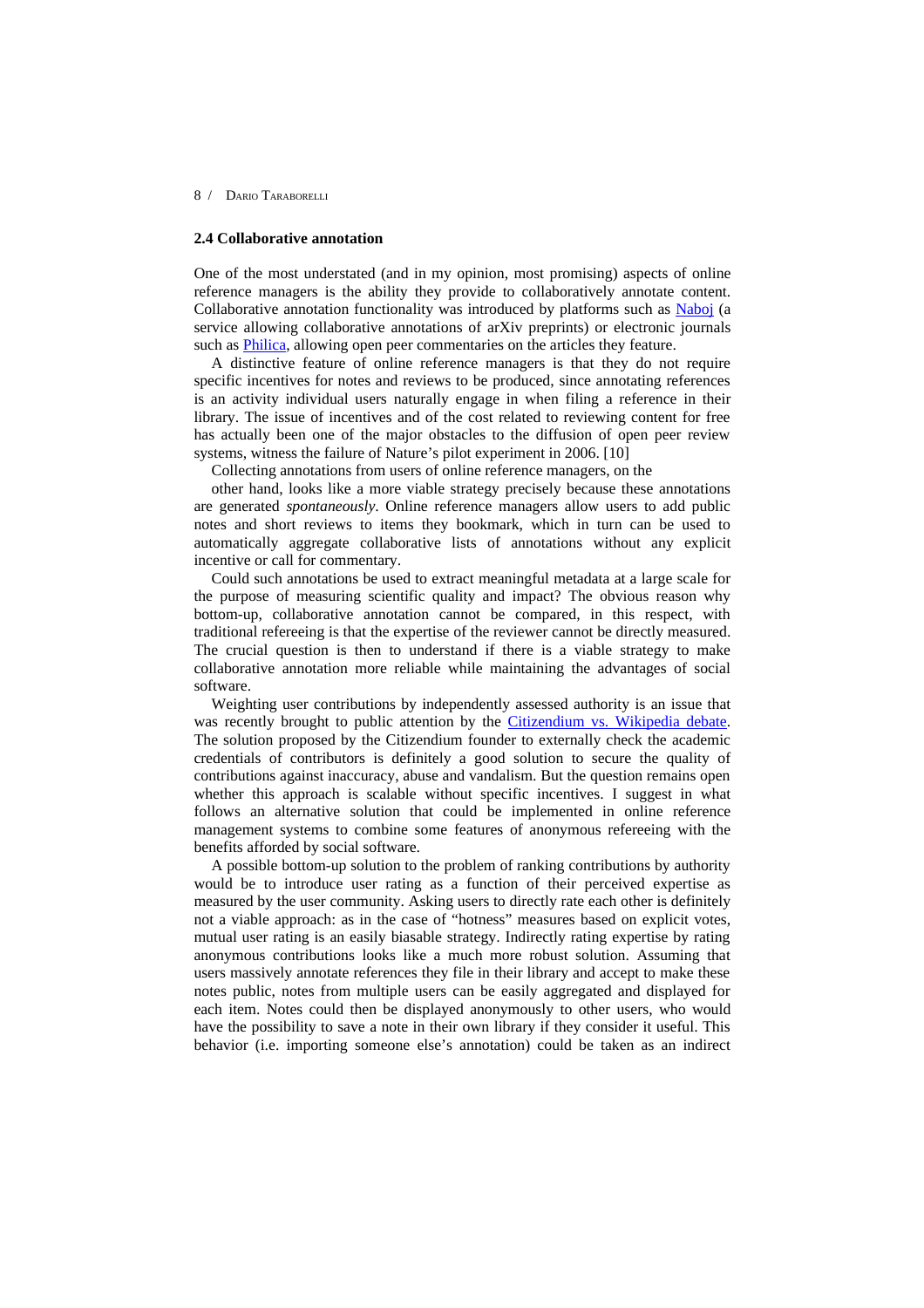### 2.4 Collaborative annotation

One of the most understated (and in my opinion, most promising) aspects of online reference managers is the ability they provide to collaboratively annotate content. Collaborative annotation functionality was introduced by platforms such as Naboj (a service allowing collaborative annotations of arXiv preprints) or electronic journals such as Philica, allowing open peer commentaries on the articles they feature.

A distinctive feature of online reference managers is that they do not require specific incentives for notes and reviews to be produced, since annotating references is an activity individual users naturally engage in when filing a reference in their library. The issue of incentives and of the cost related to reviewing content for free has actually been one of the major obstacles to the diffusion of open peer review systems, witness the failure of Nature's pilot experiment in 2006. [10]

Collecting annotations from users of online reference managers, on the other hand, looks like a more viable strategy precisely because these annotations are generated *spontaneously*. Online reference managers allow users to add public notes and short reviews to items they bookmark, which in turn can be used to automatically aggregate collaborative lists of annotations without any explicit incentive or call for commentary.

Could such annotations be used to extract meaningful metadata at a large scale for the purpose of measuring scientific quality and impact? The obvious reason why bottom-up, collaborative annotation cannot be compared, in this respect, with traditional refereeing is that the expertise of the reviewer cannot be directly measured. The crucial question is then to understand if there is a viable strategy to make collaborative annotation more reliable while maintaining the advantages of social software.

Weighting user contributions by independently assessed authority is an issue that was recently brought to public attention by the Citizendium vs. Wikipedia debate. The solution proposed by the Citizendium founder to externally check the academic credentials of contributors is definitely a good solution to secure the quality of contributions against inaccuracy, abuse and vandalism. But the question remains open whether this approach is scalable without specific incentives. I suggest in what follows an alternative solution that could be implemented in online reference management systems to combine some features of anonymous refereeing with the benefits afforded by social software.

A possible bottom-up solution to the problem of ranking contributions by authority would be to introduce user rating as a function of their perceived expertise as measured by the user community. Asking users to directly rate each other is definitely not a viable approach: as in the case of "hotness" measures based on explicit votes, mutual user rating is an easily biasable strategy. Indirectly rating expertise by rating anonymous contributions looks like a much more robust solution. Assuming that users massively annotate references they file in their library and accept to make these notes public, notes from multiple users can be easily aggregated and displayed for each item. Notes could then be displayed anonymously to other users, who would have the possibility to save a note in their own library if they consider it useful. This behavior (i.e. importing someone else's annotation) could be taken as an indirect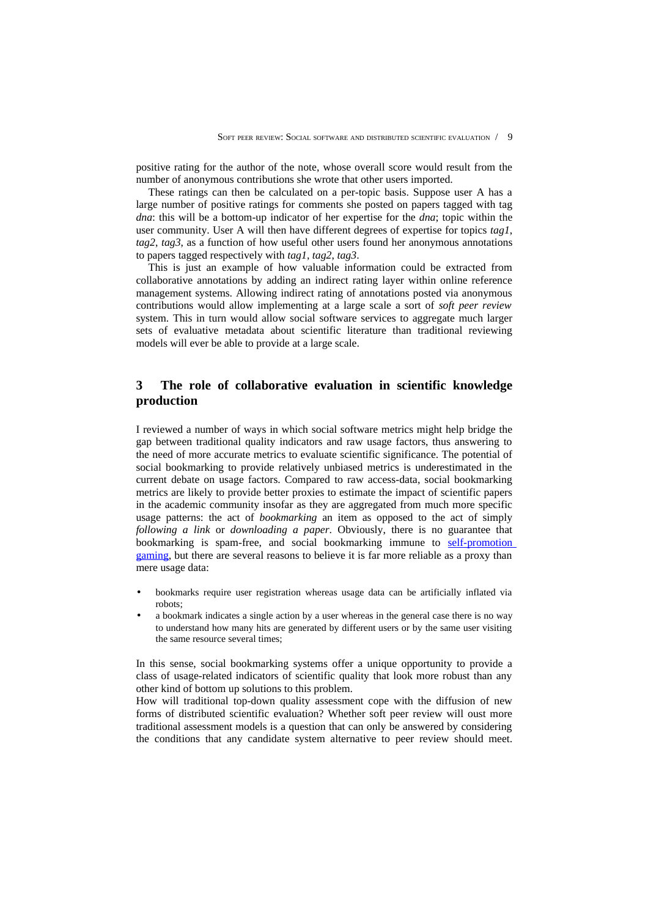positive rating for the author of the note, whose overall score would result from the number of anonymous contributions she wrote that other users imported.

These ratings can then be calculated on a per-topic basis. Suppose user A has a large number of positive ratings for comments she posted on papers tagged with tag *dna*: this will be a bottom-up indicator of her expertise for the *dna*; topic within the user community. User A will then have different degrees of expertise for topics *tag1*, *tag2*, *tag3*, as a function of how useful other users found her anonymous annotations to papers tagged respectively with *tag1*, *tag2*, *tag3*.

This is just an example of how valuable information could be extracted from collaborative annotations by adding an indirect rating layer within online reference management systems. Allowing indirect rating of annotations posted via anonymous contributions would allow implementing at a large scale a sort of *soft peer review* system. This in turn would allow social software services to aggregate much larger sets of evaluative metadata about scientific literature than traditional reviewing models will ever be able to provide at a large scale.

## 3 The role of collaborative evaluation in scientific knowledge production

I reviewed a number of ways in which social software metrics might help bridge the gap between traditional quality indicators and raw usage factors, thus answering to the need of more accurate metrics to evaluate scientific significance. The potential of social bookmarking to provide relatively unbiased metrics is underestimated in the current debate on usage factors. Compared to raw access-data, social bookmarking metrics are likely to provide better proxies to estimate the impact of scientific papers in the academic community insofar as they are aggregated from much more specific usage patterns: the act of *bookmarking* an item as opposed to the act of simply *following a link* or *downloading a paper*. Obviously, there is no guarantee that bookmarking is spam-free, and social bookmarking immune to self-promotion gaming, but there are several reasons to believe it is far more reliable as a proxy than mere usage data:

- bookmarks require user registration whereas usage data can be artificially inflated via robots;
- a bookmark indicates a single action by a user whereas in the general case there is no way to understand how many hits are generated by different users or by the same user visiting the same resource several times;

In this sense, social bookmarking systems offer a unique opportunity to provide a class of usage-related indicators of scientific quality that look more robust than any other kind of bottom up solutions to this problem.

How will traditional top-down quality assessment cope with the diffusion of new forms of distributed scientific evaluation? Whether soft peer review will oust more traditional assessment models is a question that can only be answered by considering the conditions that any candidate system alternative to peer review should meet.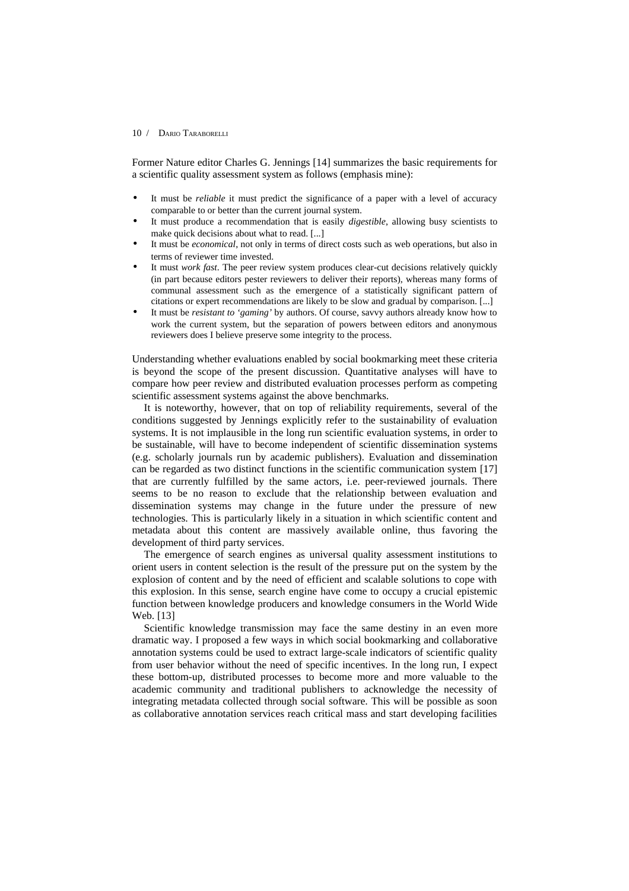Former Nature editor Charles G. Jennings [14] summarizes the basic requirements for a scientific quality assessment system as follows (emphasis mine):

- It must be *reliable* it must predict the significance of a paper with a level of accuracy comparable to or better than the current journal system.
- It must produce a recommendation that is easily *digestible*, allowing busy scientists to make quick decisions about what to read. [...]
- It must be *economical*, not only in terms of direct costs such as web operations, but also in terms of reviewer time invested.
- It must *work fast*. The peer review system produces clear-cut decisions relatively quickly (in part because editors pester reviewers to deliver their reports), whereas many forms of communal assessment such as the emergence of a statistically significant pattern of citations or expert recommendations are likely to be slow and gradual by comparison. [...]
- It must be *resistant to 'gaming'* by authors. Of course, savvy authors already know how to work the current system, but the separation of powers between editors and anonymous reviewers does I believe preserve some integrity to the process.

Understanding whether evaluations enabled by social bookmarking meet these criteria is beyond the scope of the present discussion. Quantitative analyses will have to compare how peer review and distributed evaluation processes perform as competing scientific assessment systems against the above benchmarks.

It is noteworthy, however, that on top of reliability requirements, several of the conditions suggested by Jennings explicitly refer to the sustainability of evaluation systems. It is not implausible in the long run scientific evaluation systems, in order to be sustainable, will have to become independent of scientific dissemination systems (e.g. scholarly journals run by academic publishers). Evaluation and dissemination can be regarded as two distinct functions in the scientific communication system [17] that are currently fulfilled by the same actors, i.e. peer-reviewed journals. There seems to be no reason to exclude that the relationship between evaluation and dissemination systems may change in the future under the pressure of new technologies. This is particularly likely in a situation in which scientific content and metadata about this content are massively available online, thus favoring the development of third party services.

The emergence of search engines as universal quality assessment institutions to orient users in content selection is the result of the pressure put on the system by the explosion of content and by the need of efficient and scalable solutions to cope with this explosion. In this sense, search engine have come to occupy a crucial epistemic function between knowledge producers and knowledge consumers in the World Wide Web. [13]

Scientific knowledge transmission may face the same destiny in an even more dramatic way. I proposed a few ways in which social bookmarking and collaborative annotation systems could be used to extract large-scale indicators of scientific quality from user behavior without the need of specific incentives. In the long run, I expect these bottom-up, distributed processes to become more and more valuable to the academic community and traditional publishers to acknowledge the necessity of integrating metadata collected through social software. This will be possible as soon as collaborative annotation services reach critical mass and start developing facilities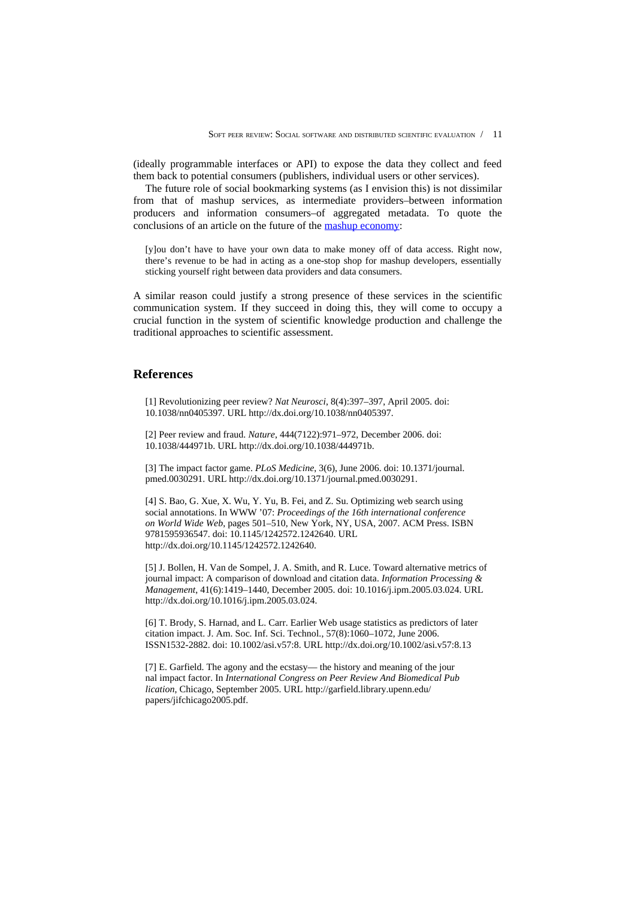(ideally programmable interfaces or API) to expose the data they collect and feed them back to potential consumers (publishers, individual users or other services).

The future role of social bookmarking systems (as I envision this) is not dissimilar from that of mashup services, as intermediate providers–between information producers and information consumers–of aggregated metadata. To quote the conclusions of an article on the future of the mashup economy:

> [y]ou don't have to have your own data to make money off of data access. Right now, there's revenue to be had in acting as a one-stop shop for mashup developers, essentially sticking yourself right between data providers and data consumers.

A similar reason could justify a strong presence of these services in the scientific communication system. If they succeed in doing this, they will come to occupy a crucial function in the system of scientific knowledge production and challenge the traditional approaches to scientific assessment.

## References

[1] Revolutionizing peer review? *Nat Neurosci*, 8(4):397–397, April 2005. doi: 10.1038/nn0405397. URL http://dx.doi.org/10.1038/nn0405397.

[2] Peer review and fraud. *Nature*, 444(7122):971–972, December 2006. doi: 10.1038/444971b. URL http://dx.doi.org/10.1038/444971b.

[3] The impact factor game. *PLoS Medicine*, 3(6), June 2006. doi: 10.1371/journal.pmed.0030291. URL http://dx.doi.org/10.1371/journal.pmed.0030291.

[4] S. Bao, G. Xue, X. Wu, Y. Yu, B. Fei, and Z. Su. Optimizing web search using social annotations. In WWW '07: *Proceedings of the 16th international conference on World Wide Web*, pages 501–510, New York, NY, USA, 2007. ACM Press. ISBN 9781595936547. doi: 10.1145/1242572.1242640. URL http://dx.doi.org/10.1145/1242572.1242640.

[5] J. Bollen, H. Van de Sompel, J. A. Smith, and R. Luce. Toward alternative metrics of journal impact: A comparison of download and citation data. *Information Processing & Management*, 41(6):1419–1440, December 2005. doi: 10.1016/j.ipm.2005.03.024. URL http://dx.doi.org/10.1016/j.ipm.2005.03.024.

[6] T. Brody, S. Harnad, and L. Carr. Earlier Web usage statistics as predictors of later citation impact. J. Am. Soc. Inf. Sci. Technol., 57(8):1060–1072, June 2006. ISSN1532-2882. doi: 10.1002/asi.v57:8. URL http://dx.doi.org/10.1002/asi.v57:8.13

[7] E. Garfield. The agony and the ecstasy— the history and meaning of the journal impact factor. In *International Congress on Peer Review And Biomedical Publication*, Chicago, September 2005. URL http://garfield.library.upenn.edu/papers/jifchicago2005.pdf.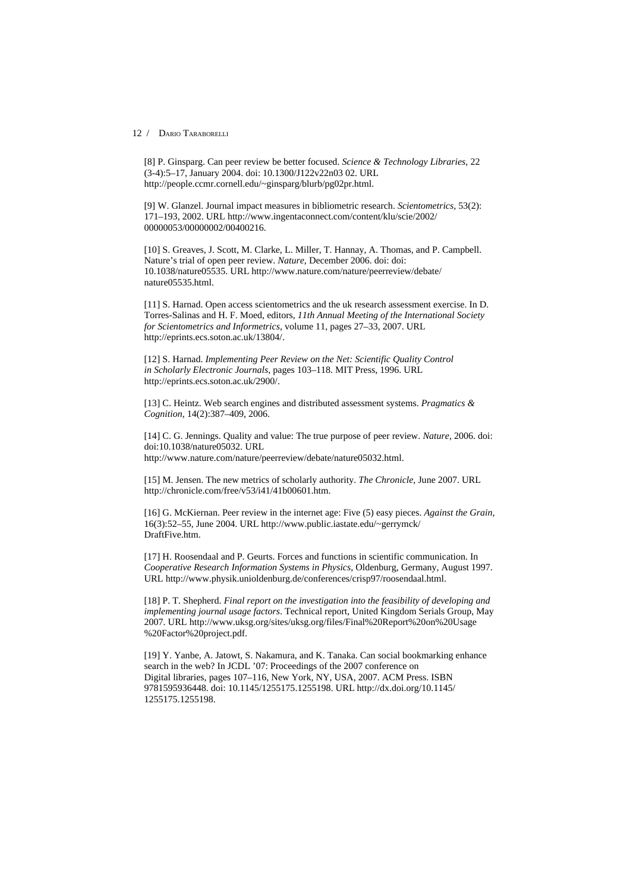[8] P. Ginsparg. Can peer review be better focused. *Science & Technology Libraries*, 22 (3-4):5–17, January 2004. doi: 10.1300/J122v22n03 02. URL http://people.ccmr.cornell.edu/~ginsparg/blurb/pg02pr.html.

[9] W. Glanzel. Journal impact measures in bibliometric research. *Scientometrics*, 53(2): 171–193, 2002. URL http://www.ingentaconnect.com/content/klu/scie/2002/00000053/00000002/00400216.

[10] S. Greaves, J. Scott, M. Clarke, L. Miller, T. Hannay, A. Thomas, and P. Campbell. Nature's trial of open peer review. *Nature*, December 2006. doi: doi: 10.1038/nature05535. URL http://www.nature.com/nature/peerreview/debate/nature05535.html.

[11] S. Harnad. Open access scientometrics and the uk research assessment exercise. In D. Torres-Salinas and H. F. Moed, editors, *11th Annual Meeting of the International Society for Scientometrics and Informetrics*, volume 11, pages 27–33, 2007. URL http://eprints.ecs.soton.ac.uk/13804/.

[12] S. Harnad. *Implementing Peer Review on the Net: Scientific Quality Control in Scholarly Electronic Journals*, pages 103–118. MIT Press, 1996. URL http://eprints.ecs.soton.ac.uk/2900/.

[13] C. Heintz. Web search engines and distributed assessment systems. *Pragmatics & Cognition*, 14(2):387–409, 2006.

[14] C. G. Jennings. Quality and value: The true purpose of peer review. *Nature*, 2006. doi: doi:10.1038/nature05032. URL http://www.nature.com/nature/peerreview/debate/nature05032.html.

[15] M. Jensen. The new metrics of scholarly authority. *The Chronicle*, June 2007. URL http://chronicle.com/free/v53/i41/41b00601.htm.

[16] G. McKiernan. Peer review in the internet age: Five (5) easy pieces. *Against the Grain*, 16(3):52–55, June 2004. URL http://www.public.iastate.edu/~gerrymck/DraftFive.htm.

[17] H. Roosendaal and P. Geurts. Forces and functions in scientific communication. In *Cooperative Research Information Systems in Physics*, Oldenburg, Germany, August 1997. URL http://www.physik.unioldenburg.de/conferences/crisp97/roosendaal.html.

[18] P. T. Shepherd. *Final report on the investigation into the feasibility of developing and implementing journal usage factors*. Technical report, United Kingdom Serials Group, May 2007. URL http://www.uksg.org/sites/uksg.org/files/Final%20Report%20on%20Usage%20Factor%20project.pdf.

[19] Y. Yanbe, A. Jatowt, S. Nakamura, and K. Tanaka. Can social bookmarking enhance search in the web? In JCDL '07: Proceedings of the 2007 conference on Digital libraries, pages 107–116, New York, NY, USA, 2007. ACM Press. ISBN 9781595936448. doi: 10.1145/1255175.1255198. URL http://dx.doi.org/10.1145/1255175.1255198.